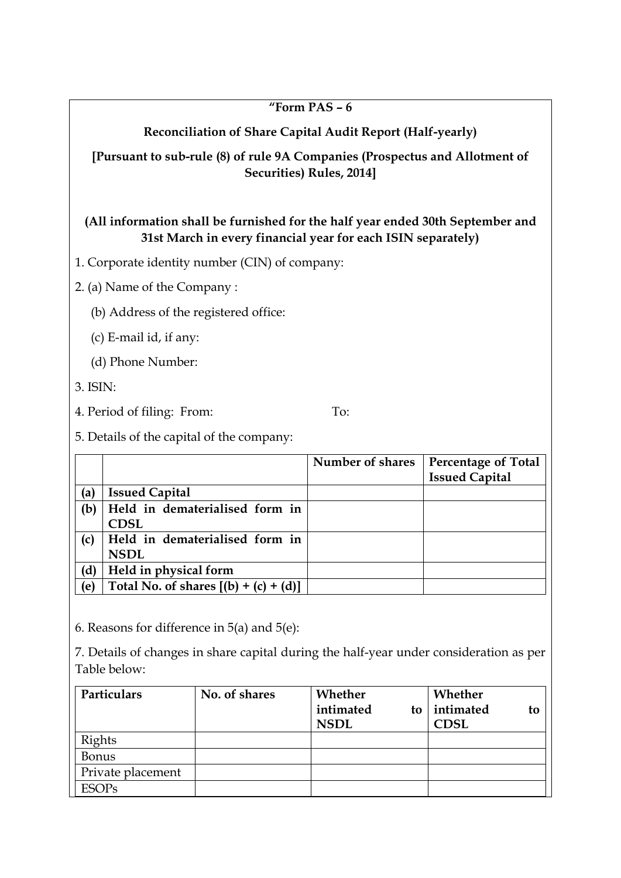**"Form PAS – 6**

**Reconciliation of Share Capital Audit Report (Half-yearly)**

**[Pursuant to sub-rule (8) of rule 9A Companies (Prospectus and Allotment of Securities) Rules, 2014]**

**(All information shall be furnished for the half year ended 30th September and 31st March in every financial year for each ISIN separately)**

1. Corporate identity number (CIN) of company:

2. (a) Name of the Company :

   (b) Address of the registered office:

   (c) E-mail id, if any:

   (d) Phone Number:

3. ISIN:

4. Period of filing: From: To:

5. Details of the capital of the company:

| | | **Number of shares** | **Percentage of Total Issued Capital** |
|---|---|---|---|
| **(a)** | **Issued Capital** | | |
| **(b)** | **Held in dematerialised form in CDSL** | | |
| **(c)** | **Held in dematerialised form in NSDL** | | |
| **(d)** | **Held in physical form** | | |
| **(e)** | **Total No. of shares [(b) + (c) + (d)]** | | |

6. Reasons for difference in 5(a) and 5(e):

7. Details of changes in share capital during the half-year under consideration as per Table below:

| **Particulars** | **No. of shares** | **Whether intimated to NSDL** | **Whether intimated to CDSL** |
|---|---|---|---|
| Rights | | | |
| Bonus | | | |
| Private placement | | | |
| ESOPs | | | |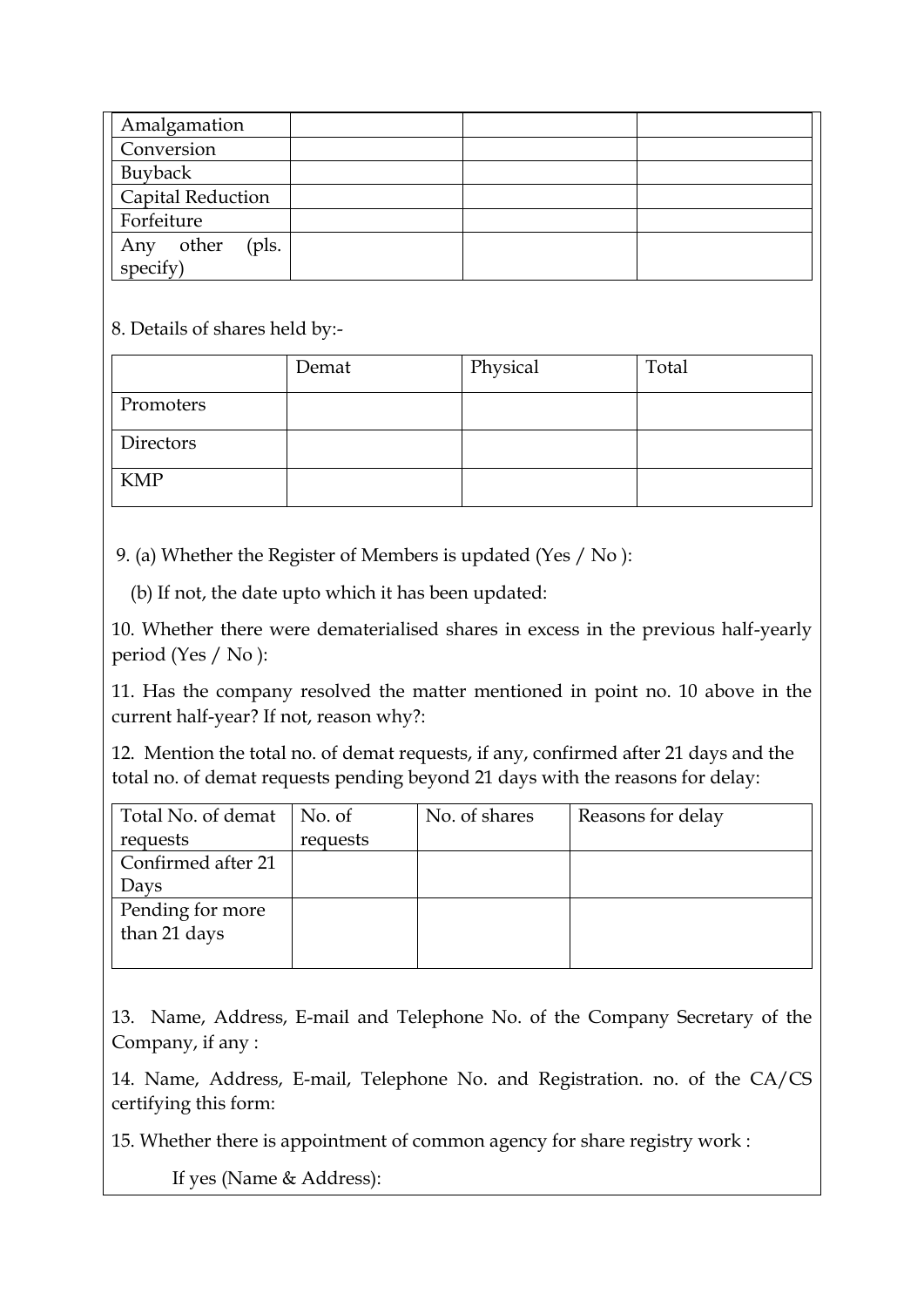| Amalgamation | | | |
|---|---|---|---|
| Conversion | | | |
| Buyback | | | |
| Capital Reduction | | | |
| Forfeiture | | | |
| Any other (pls. specify) | | | |

8. Details of shares held by:-

| | Demat | Physical | Total |
|---|---|---|---|
| Promoters | | | |
| Directors | | | |
| KMP | | | |

9. (a) Whether the Register of Members is updated (Yes / No ):

(b) If not, the date upto which it has been updated:

10. Whether there were dematerialised shares in excess in the previous half-yearly period (Yes / No ):

11. Has the company resolved the matter mentioned in point no. 10 above in the current half-year? If not, reason why?:

12. Mention the total no. of demat requests, if any, confirmed after 21 days and the total no. of demat requests pending beyond 21 days with the reasons for delay:

| Total No. of demat requests | No. of requests | No. of shares | Reasons for delay |
|---|---|---|---|
| Confirmed after 21 Days | | | |
| Pending for more than 21 days | | | |

13. Name, Address, E-mail and Telephone No. of the Company Secretary of the Company, if any :

14. Name, Address, E-mail, Telephone No. and Registration. no. of the CA/CS certifying this form:

15. Whether there is appointment of common agency for share registry work :

If yes (Name & Address):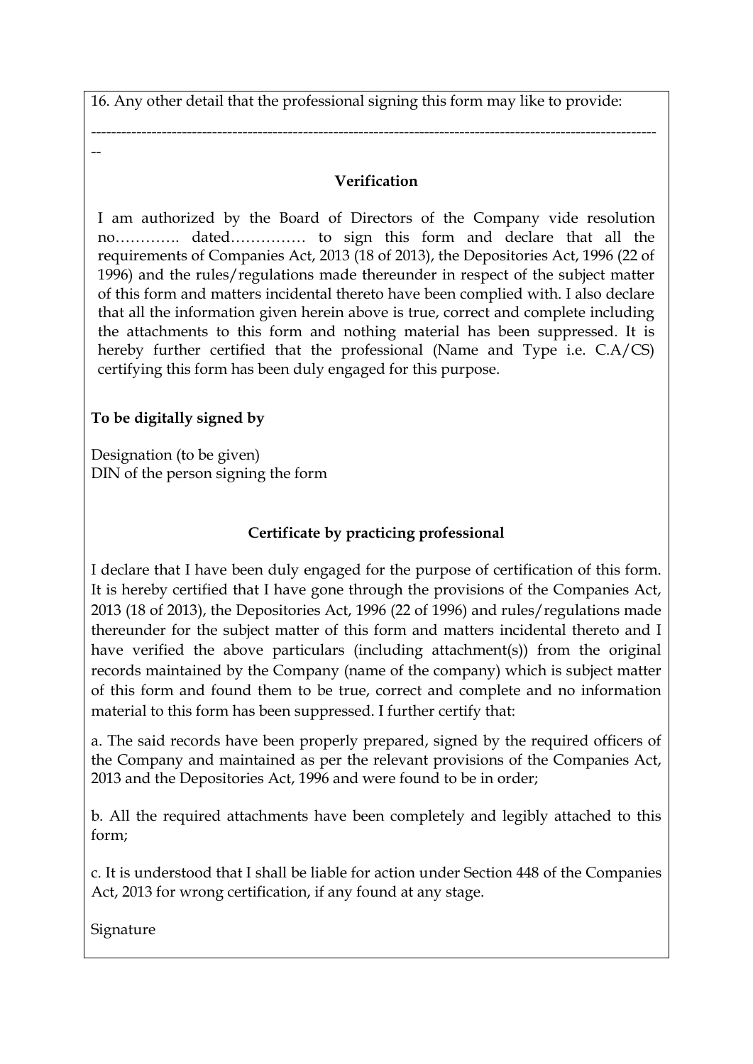16. Any other detail that the professional signing this form may like to provide:

-------------------------------------------------------------------------------------------------------------------
--

**Verification**

I am authorized by the Board of Directors of the Company vide resolution no…………. dated…………… to sign this form and declare that all the requirements of Companies Act, 2013 (18 of 2013), the Depositories Act, 1996 (22 of 1996) and the rules/regulations made thereunder in respect of the subject matter of this form and matters incidental thereto have been complied with. I also declare that all the information given herein above is true, correct and complete including the attachments to this form and nothing material has been suppressed. It is hereby further certified that the professional (Name and Type i.e. C.A/CS) certifying this form has been duly engaged for this purpose.

**To be digitally signed by**

Designation (to be given)
DIN of the person signing the form

**Certificate by practicing professional**

I declare that I have been duly engaged for the purpose of certification of this form. It is hereby certified that I have gone through the provisions of the Companies Act, 2013 (18 of 2013), the Depositories Act, 1996 (22 of 1996) and rules/regulations made thereunder for the subject matter of this form and matters incidental thereto and I have verified the above particulars (including attachment(s)) from the original records maintained by the Company (name of the company) which is subject matter of this form and found them to be true, correct and complete and no information material to this form has been suppressed. I further certify that:

a. The said records have been properly prepared, signed by the required officers of the Company and maintained as per the relevant provisions of the Companies Act, 2013 and the Depositories Act, 1996 and were found to be in order;

b. All the required attachments have been completely and legibly attached to this form;

c. It is understood that I shall be liable for action under Section 448 of the Companies Act, 2013 for wrong certification, if any found at any stage.

Signature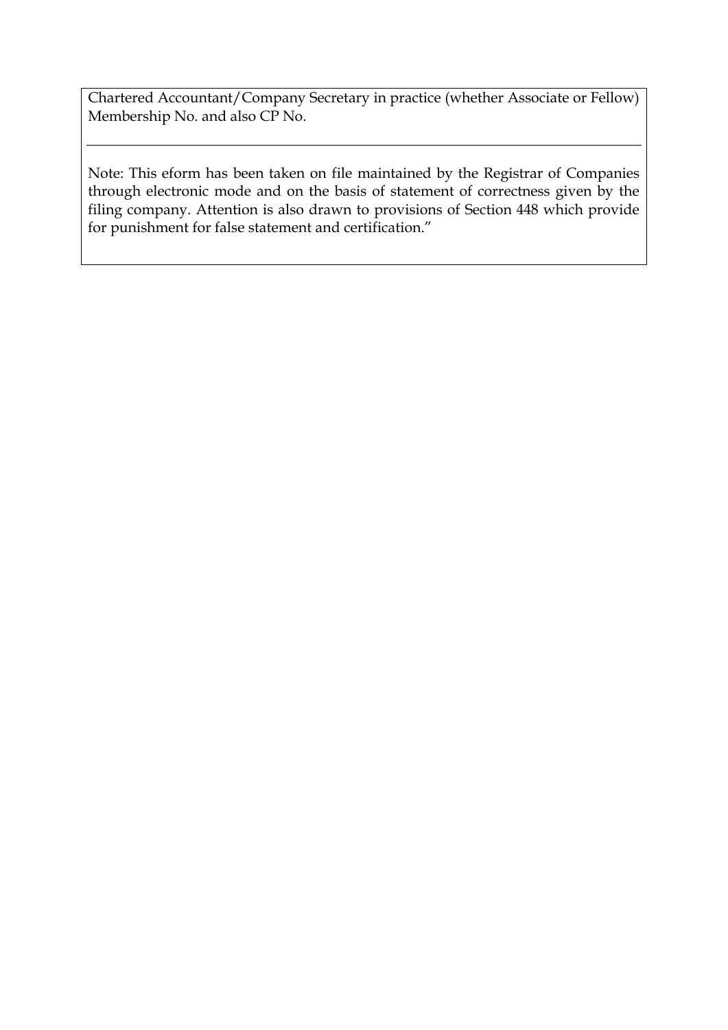Chartered Accountant/Company Secretary in practice (whether Associate or Fellow) Membership No. and also CP No.

---

Note: This eform has been taken on file maintained by the Registrar of Companies through electronic mode and on the basis of statement of correctness given by the filing company. Attention is also drawn to provisions of Section 448 which provide for punishment for false statement and certification."